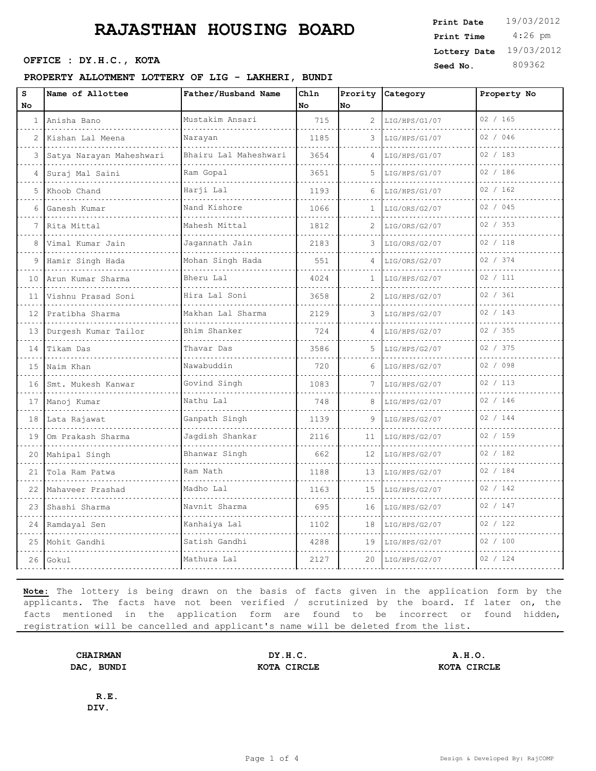# RAJASTHAN HOUSING BOARD

**Print Date** 19/03/2012
**Print Time** 4:26 pm
**Lottery Date** 19/03/2012
**Seed No.** 809362

**OFFICE : DY.H.C., KOTA**

**PROPERTY ALLOTMENT LOTTERY OF LIG - LAKHERI, BUNDI**

| S No | Name of Allottee | Father/Husband Name | Chln No | Prority No | Category | Property No |
|---|---|---|---|---|---|---|
| 1 | Anisha Bano | Mustakim Ansari | 715 | 2 | LIG/HPS/G1/07 | 02 / 165 |
| 2 | Kishan Lal Meena | Narayan | 1185 | 3 | LIG/HPS/G1/07 | 02 / 046 |
| 3 | Satya Narayan Maheshwari | Bhairu Lal Maheshwari | 3654 | 4 | LIG/HPS/G1/07 | 02 / 183 |
| 4 | Suraj Mal Saini | Ram Gopal | 3651 | 5 | LIG/HPS/G1/07 | 02 / 186 |
| 5 | Khoob Chand | Harji Lal | 1193 | 6 | LIG/HPS/G1/07 | 02 / 162 |
| 6 | Ganesh Kumar | Nand Kishore | 1066 | 1 | LIG/ORS/G2/07 | 02 / 045 |
| 7 | Rita Mittal | Mahesh Mittal | 1812 | 2 | LIG/ORS/G2/07 | 02 / 353 |
| 8 | Vimal Kumar Jain | Jagannath Jain | 2183 | 3 | LIG/ORS/G2/07 | 02 / 118 |
| 9 | Hamir Singh Hada | Mohan Singh Hada | 551 | 4 | LIG/ORS/G2/07 | 02 / 374 |
| 10 | Arun Kumar Sharma | Bheru Lal | 4024 | 1 | LIG/HPS/G2/07 | 02 / 111 |
| 11 | Vishnu Prasad Soni | Hira Lal Soni | 3658 | 2 | LIG/HPS/G2/07 | 02 / 361 |
| 12 | Pratibha Sharma | Makhan Lal Sharma | 2129 | 3 | LIG/HPS/G2/07 | 02 / 143 |
| 13 | Durgesh Kumar Tailor | Bhim Shanker | 724 | 4 | LIG/HPS/G2/07 | 02 / 355 |
| 14 | Tikam Das | Thavar Das | 3586 | 5 | LIG/HPS/G2/07 | 02 / 375 |
| 15 | Naim Khan | Nawabuddin | 720 | 6 | LIG/HPS/G2/07 | 02 / 098 |
| 16 | Smt. Mukesh Kanwar | Govind Singh | 1083 | 7 | LIG/HPS/G2/07 | 02 / 113 |
| 17 | Manoj Kumar | Nathu Lal | 748 | 8 | LIG/HPS/G2/07 | 02 / 146 |
| 18 | Lata Rajawat | Ganpath Singh | 1139 | 9 | LIG/HPS/G2/07 | 02 / 144 |
| 19 | Om Prakash Sharma | Jagdish Shankar | 2116 | 11 | LIG/HPS/G2/07 | 02 / 159 |
| 20 | Mahipal Singh | Bhanwar Singh | 662 | 12 | LIG/HPS/G2/07 | 02 / 182 |
| 21 | Tola Ram Patwa | Ram Nath | 1188 | 13 | LIG/HPS/G2/07 | 02 / 184 |
| 22 | Mahaveer Prashad | Madho Lal | 1163 | 15 | LIG/HPS/G2/07 | 02 / 142 |
| 23 | Shashi Sharma | Navnit Sharma | 695 | 16 | LIG/HPS/G2/07 | 02 / 147 |
| 24 | Ramdayal Sen | Kanhaiya Lal | 1102 | 18 | LIG/HPS/G2/07 | 02 / 122 |
| 25 | Mohit Gandhi | Satish Gandhi | 4288 | 19 | LIG/HPS/G2/07 | 02 / 100 |
| 26 | Gokul | Mathura Lal | 2127 | 20 | LIG/HPS/G2/07 | 02 / 124 |

**Note:** The lottery is being drawn on the basis of facts given in the application form by the applicants. The facts have not been verified / scrutinized by the board. If later on, the facts mentioned in the application form are found to be incorrect or found hidden, registration will be cancelled and applicant's name will be deleted from the list.

**CHAIRMAN**
**DAC, BUNDI**

**DY.H.C.**
**KOTA CIRCLE**

**A.H.O.**
**KOTA CIRCLE**

**R.E.**
**DIV.**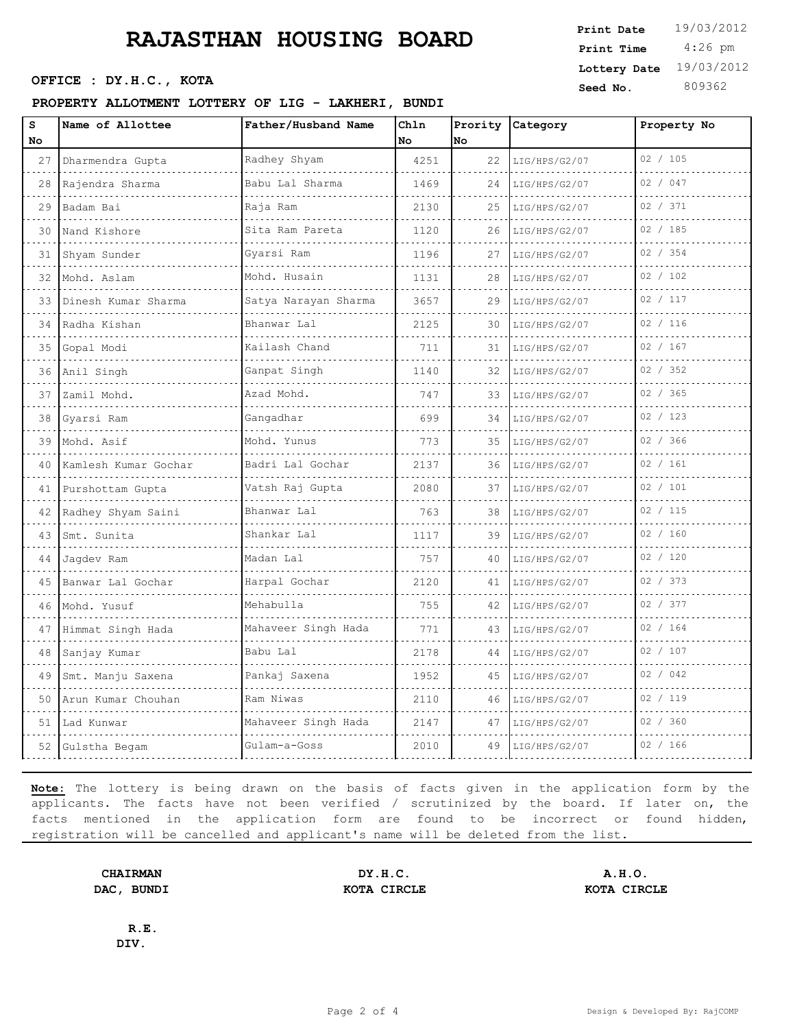# RAJASTHAN HOUSING BOARD

**OFFICE : DY.H.C., KOTA**

**Print Date** 19/03/2012
**Print Time** 4:26 pm
**Lottery Date** 19/03/2012
**Seed No.** 809362

**PROPERTY ALLOTMENT LOTTERY OF LIG - LAKHERI, BUNDI**

| S No | Name of Allottee | Father/Husband Name | Chln No | Prority No | Category | Property No |
|---|---|---|---|---|---|---|
| 27 | Dharmendra Gupta | Radhey Shyam | 4251 | 22 | LIG/HPS/G2/07 | 02 / 105 |
| 28 | Rajendra Sharma | Babu Lal Sharma | 1469 | 24 | LIG/HPS/G2/07 | 02 / 047 |
| 29 | Badam Bai | Raja Ram | 2130 | 25 | LIG/HPS/G2/07 | 02 / 371 |
| 30 | Nand Kishore | Sita Ram Pareta | 1120 | 26 | LIG/HPS/G2/07 | 02 / 185 |
| 31 | Shyam Sunder | Gyarsi Ram | 1196 | 27 | LIG/HPS/G2/07 | 02 / 354 |
| 32 | Mohd. Aslam | Mohd. Husain | 1131 | 28 | LIG/HPS/G2/07 | 02 / 102 |
| 33 | Dinesh Kumar Sharma | Satya Narayan Sharma | 3657 | 29 | LIG/HPS/G2/07 | 02 / 117 |
| 34 | Radha Kishan | Bhanwar Lal | 2125 | 30 | LIG/HPS/G2/07 | 02 / 116 |
| 35 | Gopal Modi | Kailash Chand | 711 | 31 | LIG/HPS/G2/07 | 02 / 167 |
| 36 | Anil Singh | Ganpat Singh | 1140 | 32 | LIG/HPS/G2/07 | 02 / 352 |
| 37 | Zamil Mohd. | Azad Mohd. | 747 | 33 | LIG/HPS/G2/07 | 02 / 365 |
| 38 | Gyarsi Ram | Gangadhar | 699 | 34 | LIG/HPS/G2/07 | 02 / 123 |
| 39 | Mohd. Asif | Mohd. Yunus | 773 | 35 | LIG/HPS/G2/07 | 02 / 366 |
| 40 | Kamlesh Kumar Gochar | Badri Lal Gochar | 2137 | 36 | LIG/HPS/G2/07 | 02 / 161 |
| 41 | Purshottam Gupta | Vatsh Raj Gupta | 2080 | 37 | LIG/HPS/G2/07 | 02 / 101 |
| 42 | Radhey Shyam Saini | Bhanwar Lal | 763 | 38 | LIG/HPS/G2/07 | 02 / 115 |
| 43 | Smt. Sunita | Shankar Lal | 1117 | 39 | LIG/HPS/G2/07 | 02 / 160 |
| 44 | Jagdev Ram | Madan Lal | 757 | 40 | LIG/HPS/G2/07 | 02 / 120 |
| 45 | Banwar Lal Gochar | Harpal Gochar | 2120 | 41 | LIG/HPS/G2/07 | 02 / 373 |
| 46 | Mohd. Yusuf | Mehabulla | 755 | 42 | LIG/HPS/G2/07 | 02 / 377 |
| 47 | Himmat Singh Hada | Mahaveer Singh Hada | 771 | 43 | LIG/HPS/G2/07 | 02 / 164 |
| 48 | Sanjay Kumar | Babu Lal | 2178 | 44 | LIG/HPS/G2/07 | 02 / 107 |
| 49 | Smt. Manju Saxena | Pankaj Saxena | 1952 | 45 | LIG/HPS/G2/07 | 02 / 042 |
| 50 | Arun Kumar Chouhan | Ram Niwas | 2110 | 46 | LIG/HPS/G2/07 | 02 / 119 |
| 51 | Lad Kunwar | Mahaveer Singh Hada | 2147 | 47 | LIG/HPS/G2/07 | 02 / 360 |
| 52 | Gulstha Begam | Gulam-a-Goss | 2010 | 49 | LIG/HPS/G2/07 | 02 / 166 |

**Note:** The lottery is being drawn on the basis of facts given in the application form by the applicants. The facts have not been verified / scrutinized by the board. If later on, the facts mentioned in the application form are found to be incorrect or found hidden, registration will be cancelled and applicant's name will be deleted from the list.

**CHAIRMAN**
**DAC, BUNDI**

**DY.H.C.**
**KOTA CIRCLE**

**A.H.O.**
**KOTA CIRCLE**

**R.E.**
**DIV.**

Design & Developed By: RajCOMP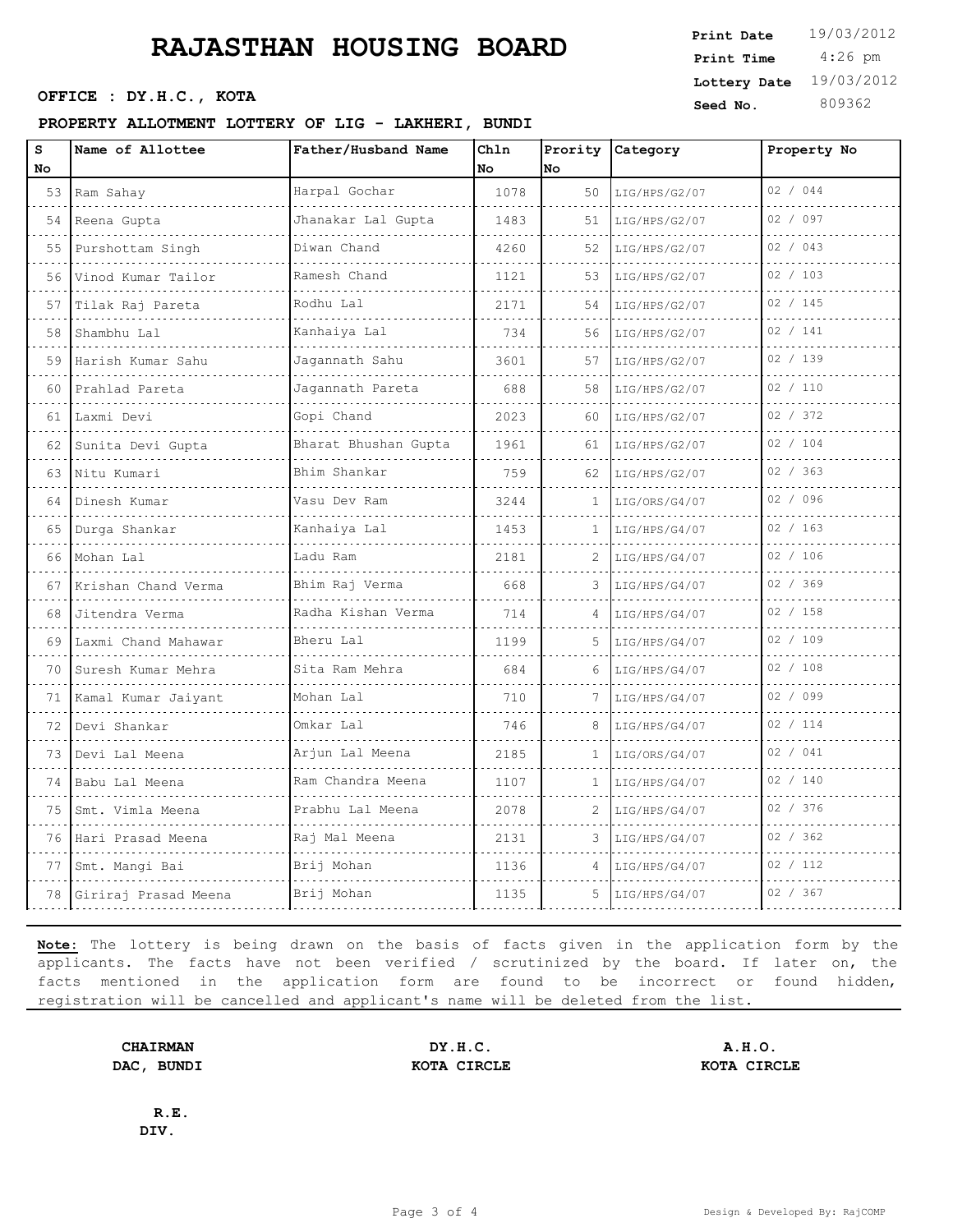# RAJASTHAN HOUSING BOARD

**OFFICE : DY.H.C., KOTA**

**Print Date** 19/03/2012
**Print Time** 4:26 pm
**Lottery Date** 19/03/2012
**Seed No.** 809362

**PROPERTY ALLOTMENT LOTTERY OF LIG - LAKHERI, BUNDI**

| S No | Name of Allottee | Father/Husband Name | Chln No | Prority No | Category | Property No |
|---|---|---|---|---|---|---|
| 53 | Ram Sahay | Harpal Gochar | 1078 | 50 | LIG/HPS/G2/07 | 02 / 044 |
| 54 | Reena Gupta | Jhanakar Lal Gupta | 1483 | 51 | LIG/HPS/G2/07 | 02 / 097 |
| 55 | Purshottam Singh | Diwan Chand | 4260 | 52 | LIG/HPS/G2/07 | 02 / 043 |
| 56 | Vinod Kumar Tailor | Ramesh Chand | 1121 | 53 | LIG/HPS/G2/07 | 02 / 103 |
| 57 | Tilak Raj Pareta | Rodhu Lal | 2171 | 54 | LIG/HPS/G2/07 | 02 / 145 |
| 58 | Shambhu Lal | Kanhaiya Lal | 734 | 56 | LIG/HPS/G2/07 | 02 / 141 |
| 59 | Harish Kumar Sahu | Jagannath Sahu | 3601 | 57 | LIG/HPS/G2/07 | 02 / 139 |
| 60 | Prahlad Pareta | Jagannath Pareta | 688 | 58 | LIG/HPS/G2/07 | 02 / 110 |
| 61 | Laxmi Devi | Gopi Chand | 2023 | 60 | LIG/HPS/G2/07 | 02 / 372 |
| 62 | Sunita Devi Gupta | Bharat Bhushan Gupta | 1961 | 61 | LIG/HPS/G2/07 | 02 / 104 |
| 63 | Nitu Kumari | Bhim Shankar | 759 | 62 | LIG/HPS/G2/07 | 02 / 363 |
| 64 | Dinesh Kumar | Vasu Dev Ram | 3244 | 1 | LIG/ORS/G4/07 | 02 / 096 |
| 65 | Durga Shankar | Kanhaiya Lal | 1453 | 1 | LIG/HPS/G4/07 | 02 / 163 |
| 66 | Mohan Lal | Ladu Ram | 2181 | 2 | LIG/HPS/G4/07 | 02 / 106 |
| 67 | Krishan Chand Verma | Bhim Raj Verma | 668 | 3 | LIG/HPS/G4/07 | 02 / 369 |
| 68 | Jitendra Verma | Radha Kishan Verma | 714 | 4 | LIG/HPS/G4/07 | 02 / 158 |
| 69 | Laxmi Chand Mahawar | Bheru Lal | 1199 | 5 | LIG/HPS/G4/07 | 02 / 109 |
| 70 | Suresh Kumar Mehra | Sita Ram Mehra | 684 | 6 | LIG/HPS/G4/07 | 02 / 108 |
| 71 | Kamal Kumar Jaiyant | Mohan Lal | 710 | 7 | LIG/HPS/G4/07 | 02 / 099 |
| 72 | Devi Shankar | Omkar Lal | 746 | 8 | LIG/HPS/G4/07 | 02 / 114 |
| 73 | Devi Lal Meena | Arjun Lal Meena | 2185 | 1 | LIG/ORS/G4/07 | 02 / 041 |
| 74 | Babu Lal Meena | Ram Chandra Meena | 1107 | 1 | LIG/HPS/G4/07 | 02 / 140 |
| 75 | Smt. Vimla Meena | Prabhu Lal Meena | 2078 | 2 | LIG/HPS/G4/07 | 02 / 376 |
| 76 | Hari Prasad Meena | Raj Mal Meena | 2131 | 3 | LIG/HPS/G4/07 | 02 / 362 |
| 77 | Smt. Mangi Bai | Brij Mohan | 1136 | 4 | LIG/HPS/G4/07 | 02 / 112 |
| 78 | Giriraj Prasad Meena | Brij Mohan | 1135 | 5 | LIG/HPS/G4/07 | 02 / 367 |

**Note:** The lottery is being drawn on the basis of facts given in the application form by the applicants. The facts have not been verified / scrutinized by the board. If later on, the facts mentioned in the application form are found to be incorrect or found hidden, registration will be cancelled and applicant's name will be deleted from the list.

**CHAIRMAN**
**DAC, BUNDI**

**DY.H.C.**
**KOTA CIRCLE**

**A.H.O.**
**KOTA CIRCLE**

**R.E.**
**DIV.**

Design & Developed By: RajCOMP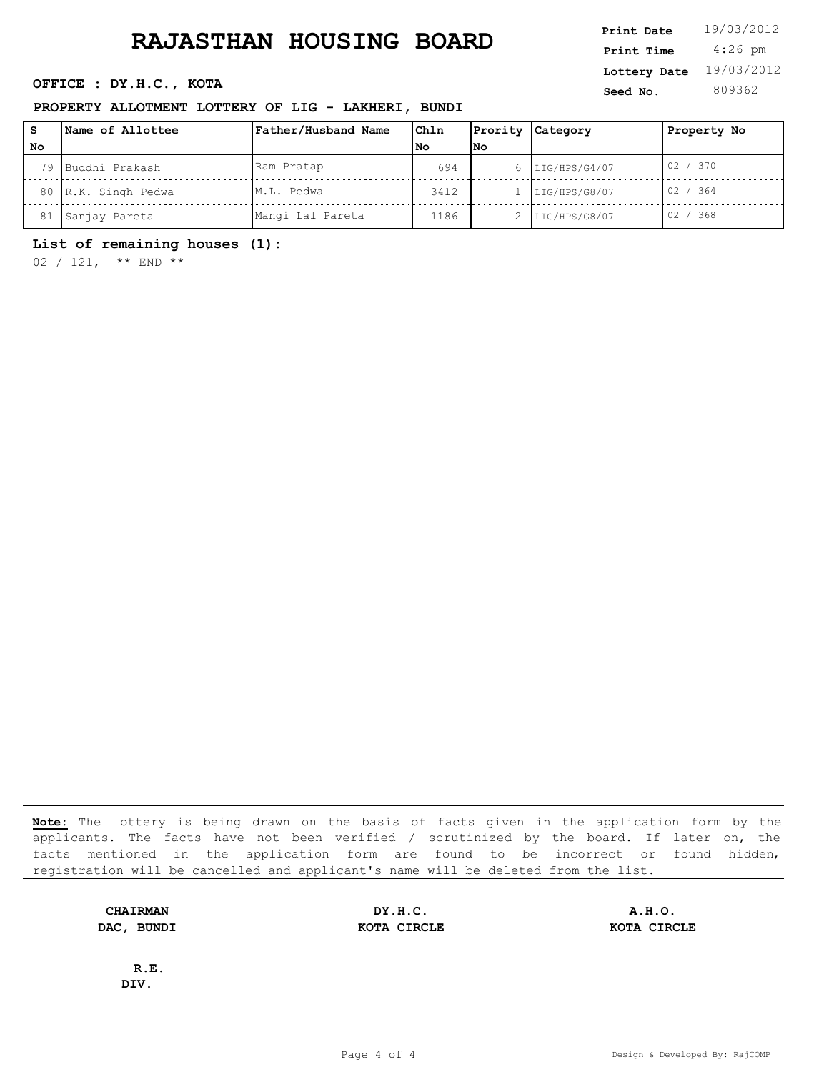# RAJASTHAN HOUSING BOARD

**Print Date** 19/03/2012
**Print Time** 4:26 pm
**Lottery Date** 19/03/2012
**Seed No.** 809362

**OFFICE : DY.H.C., KOTA**

**PROPERTY ALLOTMENT LOTTERY OF LIG - LAKHERI, BUNDI**

| S No | Name of Allottee | Father/Husband Name | Chln No | Prority No | Category | Property No |
|---|---|---|---|---|---|---|
| 79 | Buddhi Prakash | Ram Pratap | 694 | 6 | LIG/HPS/G4/07 | 02 / 370 |
| 80 | R.K. Singh Pedwa | M.L. Pedwa | 3412 | 1 | LIG/HPS/G8/07 | 02 / 364 |
| 81 | Sanjay Pareta | Mangi Lal Pareta | 1186 | 2 | LIG/HPS/G8/07 | 02 / 368 |

**List of remaining houses (1):**

02 / 121, ** END **

**Note:** The lottery is being drawn on the basis of facts given in the application form by the applicants. The facts have not been verified / scrutinized by the board. If later on, the facts mentioned in the application form are found to be incorrect or found hidden, registration will be cancelled and applicant's name will be deleted from the list.

**CHAIRMAN**
**DAC, BUNDI**

**DY.H.C.**
**KOTA CIRCLE**

**A.H.O.**
**KOTA CIRCLE**

**R.E.**
**DIV.**

Design & Developed By: RajCOMP